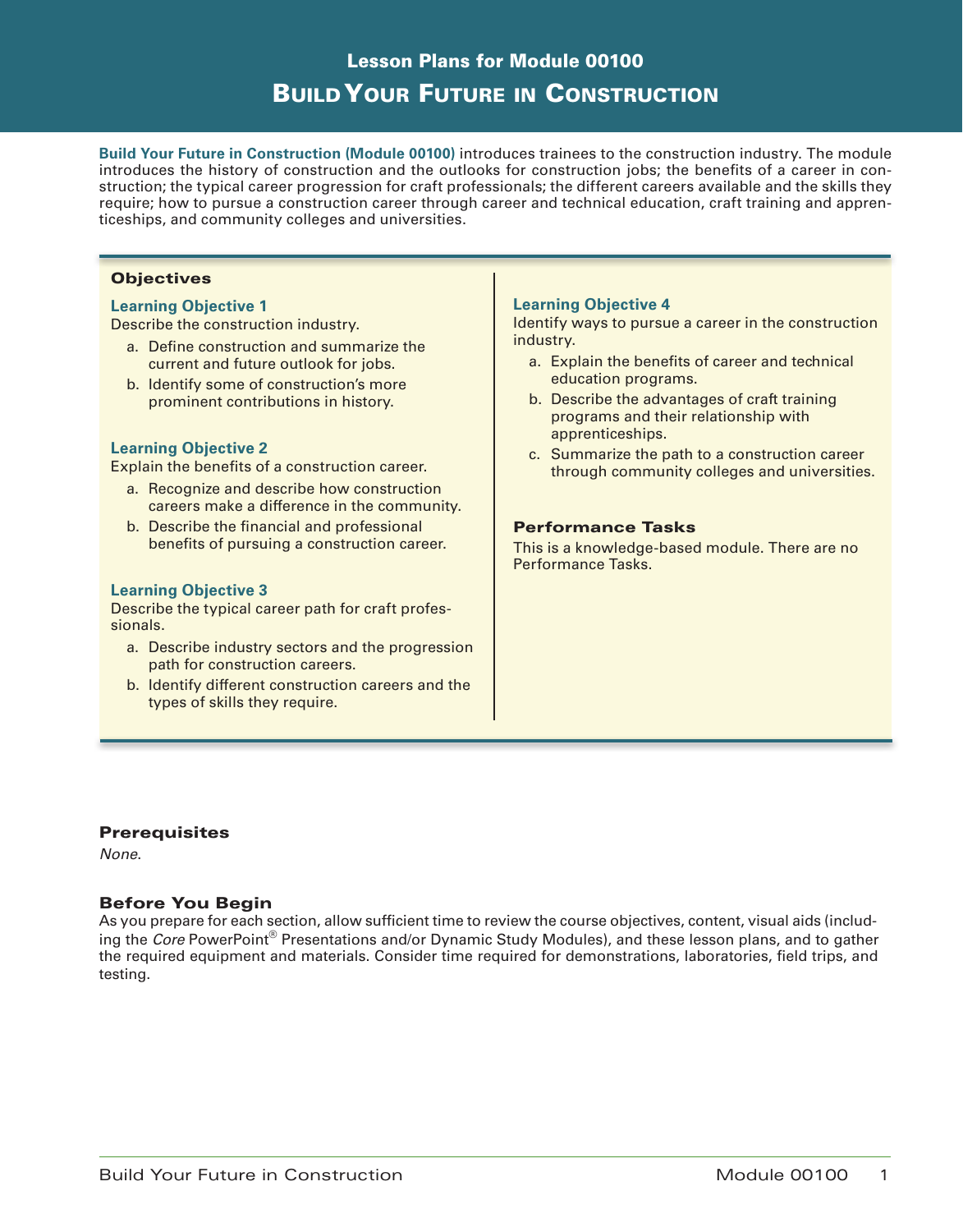# Lesson Plans for Module 00100

# BUILD YOUR FUTURE IN CONSTRUCTION

**Build Your Future in Construction (Module 00100)** introduces trainees to the construction industry. The module introduces the history of construction and the outlooks for construction jobs; the benefits of a career in construction; the typical career progression for craft professionals; the different careers available and the skills they require; how to pursue a construction career through career and technical education, craft training and apprenticeships, and community colleges and universities.

## Objectives

### Learning Objective 1

Describe the construction industry.

a. Define construction and summarize the current and future outlook for jobs.
b. Identify some of construction's more prominent contributions in history.

### Learning Objective 2

Explain the benefits of a construction career.

a. Recognize and describe how construction careers make a difference in the community.
b. Describe the financial and professional benefits of pursuing a construction career.

### Learning Objective 3

Describe the typical career path for craft professionals.

a. Describe industry sectors and the progression path for construction careers.
b. Identify different construction careers and the types of skills they require.

### Learning Objective 4

Identify ways to pursue a career in the construction industry.

a. Explain the benefits of career and technical education programs.
b. Describe the advantages of craft training programs and their relationship with apprenticeships.
c. Summarize the path to a construction career through community colleges and universities.

## Performance Tasks

This is a knowledge-based module. There are no Performance Tasks.

## Prerequisites

*None*.

## Before You Begin

As you prepare for each section, allow sufficient time to review the course objectives, content, visual aids (including the *Core* PowerPoint® Presentations and/or Dynamic Study Modules), and these lesson plans, and to gather the required equipment and materials. Consider time required for demonstrations, laboratories, field trips, and testing.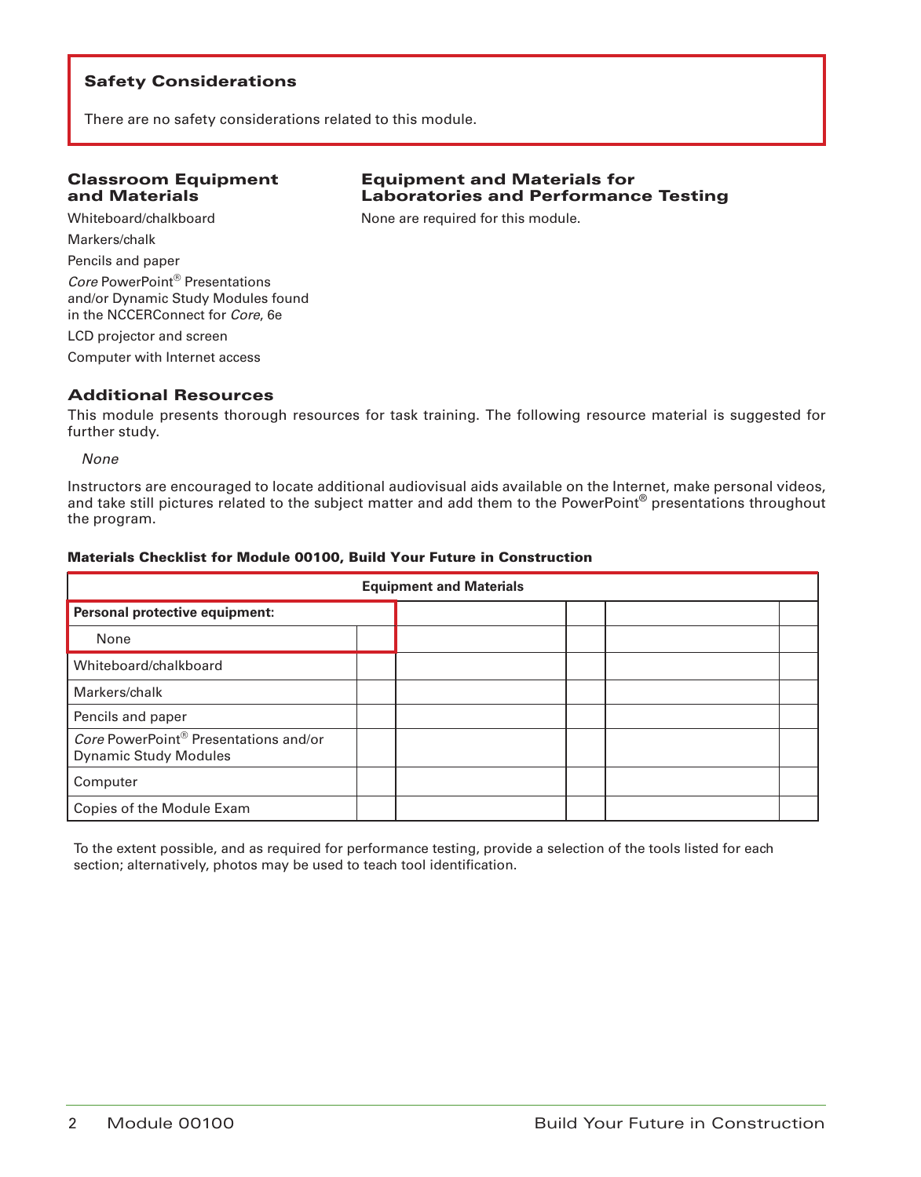### Safety Considerations

There are no safety considerations related to this module.

### Classroom Equipment and Materials

Whiteboard/chalkboard

Markers/chalk

Pencils and paper

*Core* PowerPoint® Presentations and/or Dynamic Study Modules found in the NCCERConnect for *Core*, 6e

LCD projector and screen

Computer with Internet access

### Equipment and Materials for Laboratories and Performance Testing

None are required for this module.

### Additional Resources

This module presents thorough resources for task training. The following resource material is suggested for further study.

*None*

Instructors are encouraged to locate additional audiovisual aids available on the Internet, make personal videos, and take still pictures related to the subject matter and add them to the PowerPoint® presentations throughout the program.

**Materials Checklist for Module 00100, Build Your Future in Construction**

| Equipment and Materials | | | | | |
|---|---|---|---|---|---|
| **Personal protective equipment:** | | | | | |
| None | | | | | |
| Whiteboard/chalkboard | | | | | |
| Markers/chalk | | | | | |
| Pencils and paper | | | | | |
| *Core* PowerPoint® Presentations and/or Dynamic Study Modules | | | | | |
| Computer | | | | | |
| Copies of the Module Exam | | | | | |

To the extent possible, and as required for performance testing, provide a selection of the tools listed for each section; alternatively, photos may be used to teach tool identification.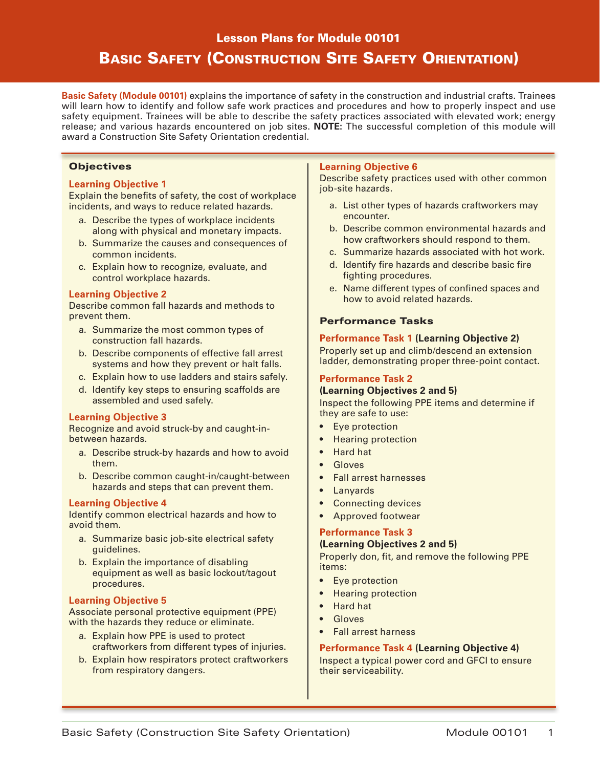# Lesson Plans for Module 00101

## Basic Safety (Construction Site Safety Orientation)

**Basic Safety (Module 00101)** explains the importance of safety in the construction and industrial crafts. Trainees will learn how to identify and follow safe work practices and procedures and how to properly inspect and use safety equipment. Trainees will be able to describe the safety practices associated with elevated work; energy release; and various hazards encountered on job sites. **NOTE:** The successful completion of this module will award a Construction Site Safety Orientation credential.

### Objectives

**Learning Objective 1**
Explain the benefits of safety, the cost of workplace incidents, and ways to reduce related hazards.

a. Describe the types of workplace incidents along with physical and monetary impacts.
b. Summarize the causes and consequences of common incidents.
c. Explain how to recognize, evaluate, and control workplace hazards.

**Learning Objective 2**
Describe common fall hazards and methods to prevent them.

a. Summarize the most common types of construction fall hazards.
b. Describe components of effective fall arrest systems and how they prevent or halt falls.
c. Explain how to use ladders and stairs safely.
d. Identify key steps to ensuring scaffolds are assembled and used safely.

**Learning Objective 3**
Recognize and avoid struck-by and caught-in-between hazards.

a. Describe struck-by hazards and how to avoid them.
b. Describe common caught-in/caught-between hazards and steps that can prevent them.

**Learning Objective 4**
Identify common electrical hazards and how to avoid them.

a. Summarize basic job-site electrical safety guidelines.
b. Explain the importance of disabling equipment as well as basic lockout/tagout procedures.

**Learning Objective 5**
Associate personal protective equipment (PPE) with the hazards they reduce or eliminate.

a. Explain how PPE is used to protect craftworkers from different types of injuries.
b. Explain how respirators protect craftworkers from respiratory dangers.

**Learning Objective 6**
Describe safety practices used with other common job-site hazards.

a. List other types of hazards craftworkers may encounter.
b. Describe common environmental hazards and how craftworkers should respond to them.
c. Summarize hazards associated with hot work.
d. Identify fire hazards and describe basic fire fighting procedures.
e. Name different types of confined spaces and how to avoid related hazards.

### Performance Tasks

**Performance Task 1 (Learning Objective 2)**
Properly set up and climb/descend an extension ladder, demonstrating proper three-point contact.

**Performance Task 2**
**(Learning Objectives 2 and 5)**
Inspect the following PPE items and determine if they are safe to use:

- Eye protection
- Hearing protection
- Hard hat
- Gloves
- Fall arrest harnesses
- Lanyards
- Connecting devices
- Approved footwear

**Performance Task 3**
**(Learning Objectives 2 and 5)**
Properly don, fit, and remove the following PPE items:

- Eye protection
- Hearing protection
- Hard hat
- Gloves
- Fall arrest harness

**Performance Task 4 (Learning Objective 4)**
Inspect a typical power cord and GFCI to ensure their serviceability.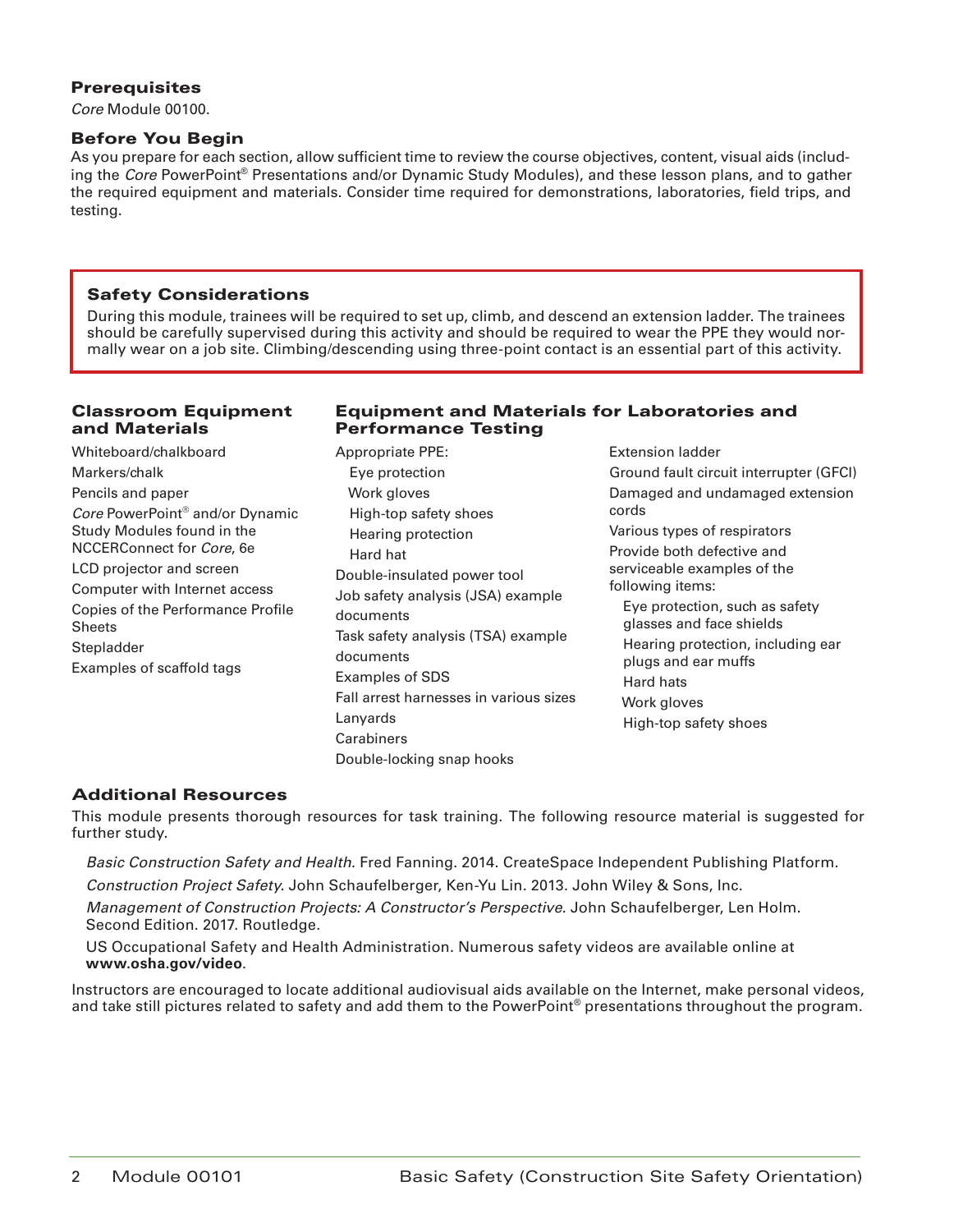### Prerequisites

*Core* Module 00100.

### Before You Begin

As you prepare for each section, allow sufficient time to review the course objectives, content, visual aids (including the *Core* PowerPoint® Presentations and/or Dynamic Study Modules), and these lesson plans, and to gather the required equipment and materials. Consider time required for demonstrations, laboratories, field trips, and testing.

### Safety Considerations

During this module, trainees will be required to set up, climb, and descend an extension ladder. The trainees should be carefully supervised during this activity and should be required to wear the PPE they would normally wear on a job site. Climbing/descending using three-point contact is an essential part of this activity.

### Classroom Equipment and Materials

- Whiteboard/chalkboard
- Markers/chalk
- Pencils and paper
- *Core* PowerPoint® and/or Dynamic Study Modules found in the NCCERConnect for *Core*, 6e
- LCD projector and screen
- Computer with Internet access
- Copies of the Performance Profile Sheets
- Stepladder
- Examples of scaffold tags

### Equipment and Materials for Laboratories and Performance Testing

- Appropriate PPE:
  - Eye protection
  - Work gloves
  - High-top safety shoes
  - Hearing protection
  - Hard hat
- Double-insulated power tool
- Job safety analysis (JSA) example documents
- Task safety analysis (TSA) example documents
- Examples of SDS
- Fall arrest harnesses in various sizes
- Lanyards
- Carabiners
- Double-locking snap hooks
- Extension ladder
- Ground fault circuit interrupter (GFCI)
- Damaged and undamaged extension cords
- Various types of respirators
- Provide both defective and serviceable examples of the following items:
  - Eye protection, such as safety glasses and face shields
  - Hearing protection, including ear plugs and ear muffs
  - Hard hats
  - Work gloves
  - High-top safety shoes

### Additional Resources

This module presents thorough resources for task training. The following resource material is suggested for further study.

*Basic Construction Safety and Health.* Fred Fanning. 2014. CreateSpace Independent Publishing Platform.

*Construction Project Safety.* John Schaufelberger, Ken-Yu Lin. 2013. John Wiley & Sons, Inc.

*Management of Construction Projects: A Constructor's Perspective.* John Schaufelberger, Len Holm. Second Edition. 2017. Routledge.

US Occupational Safety and Health Administration. Numerous safety videos are available online at **www.osha.gov/video**.

Instructors are encouraged to locate additional audiovisual aids available on the Internet, make personal videos, and take still pictures related to safety and add them to the PowerPoint® presentations throughout the program.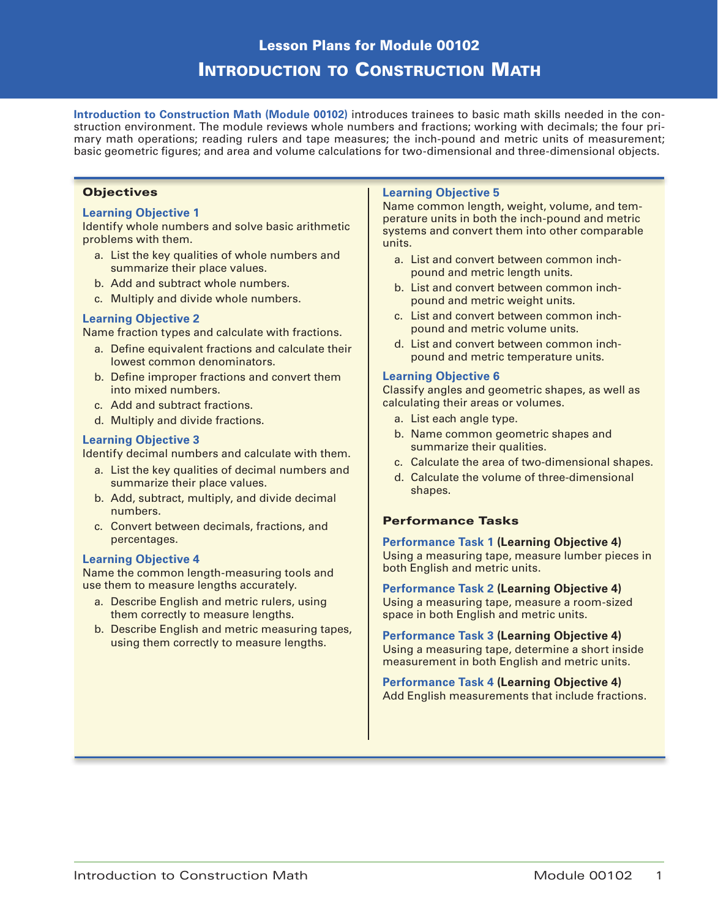# Lesson Plans for Module 00102

# Introduction to Construction Math

**Introduction to Construction Math (Module 00102)** introduces trainees to basic math skills needed in the construction environment. The module reviews whole numbers and fractions; working with decimals; the four primary math operations; reading rulers and tape measures; the inch-pound and metric units of measurement; basic geometric figures; and area and volume calculations for two-dimensional and three-dimensional objects.

## Objectives

### Learning Objective 1

Identify whole numbers and solve basic arithmetic problems with them.

a. List the key qualities of whole numbers and summarize their place values.
b. Add and subtract whole numbers.
c. Multiply and divide whole numbers.

### Learning Objective 2

Name fraction types and calculate with fractions.

a. Define equivalent fractions and calculate their lowest common denominators.
b. Define improper fractions and convert them into mixed numbers.
c. Add and subtract fractions.
d. Multiply and divide fractions.

### Learning Objective 3

Identify decimal numbers and calculate with them.

a. List the key qualities of decimal numbers and summarize their place values.
b. Add, subtract, multiply, and divide decimal numbers.
c. Convert between decimals, fractions, and percentages.

### Learning Objective 4

Name the common length-measuring tools and use them to measure lengths accurately.

a. Describe English and metric rulers, using them correctly to measure lengths.
b. Describe English and metric measuring tapes, using them correctly to measure lengths.

### Learning Objective 5

Name common length, weight, volume, and temperature units in both the inch-pound and metric systems and convert them into other comparable units.

a. List and convert between common inch-pound and metric length units.
b. List and convert between common inch-pound and metric weight units.
c. List and convert between common inch-pound and metric volume units.
d. List and convert between common inch-pound and metric temperature units.

### Learning Objective 6

Classify angles and geometric shapes, as well as calculating their areas or volumes.

a. List each angle type.
b. Name common geometric shapes and summarize their qualities.
c. Calculate the area of two-dimensional shapes.
d. Calculate the volume of three-dimensional shapes.

## Performance Tasks

**Performance Task 1 (Learning Objective 4)**
Using a measuring tape, measure lumber pieces in both English and metric units.

**Performance Task 2 (Learning Objective 4)**
Using a measuring tape, measure a room-sized space in both English and metric units.

**Performance Task 3 (Learning Objective 4)**
Using a measuring tape, determine a short inside measurement in both English and metric units.

**Performance Task 4 (Learning Objective 4)**
Add English measurements that include fractions.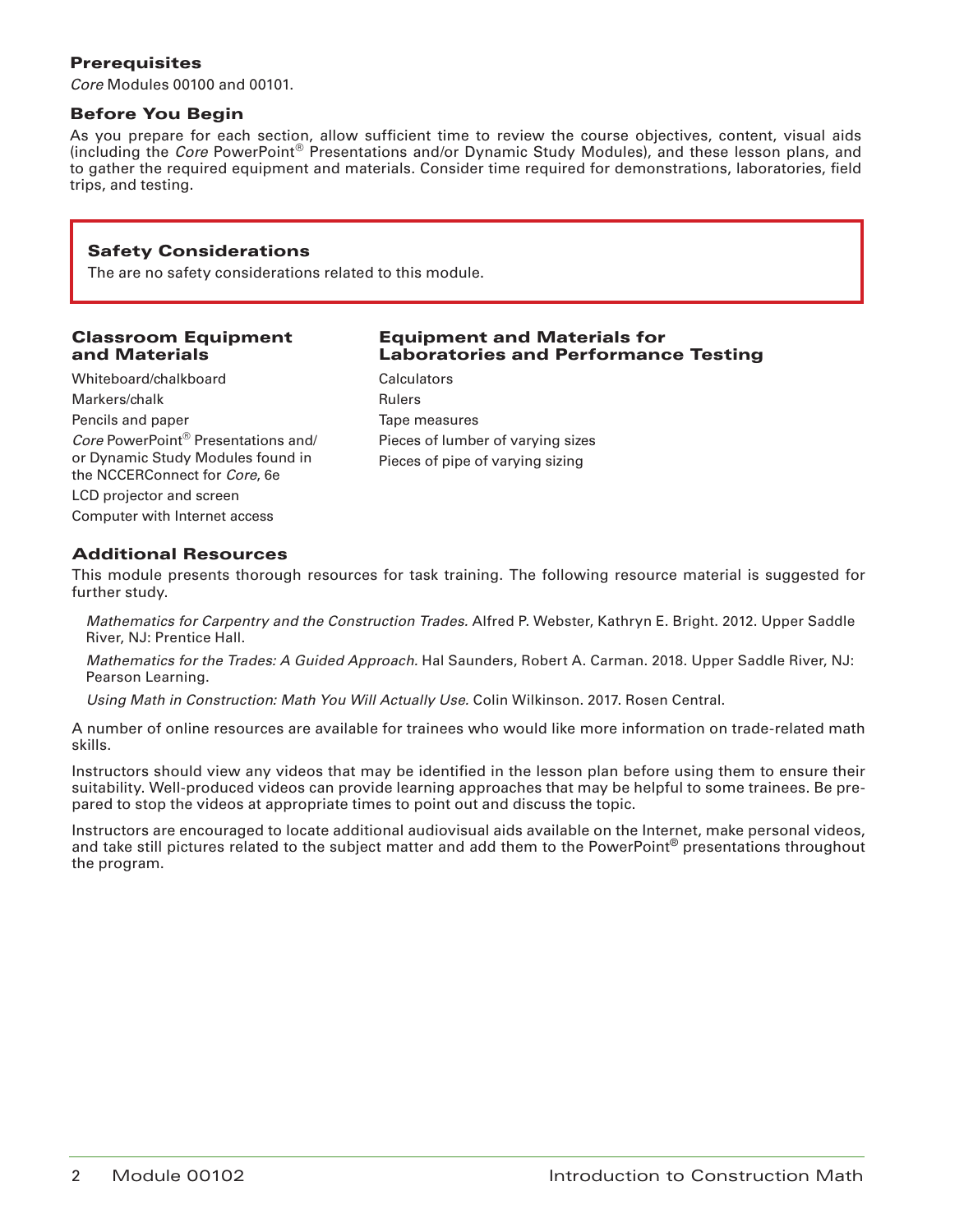### Prerequisites

*Core* Modules 00100 and 00101.

### Before You Begin

As you prepare for each section, allow sufficient time to review the course objectives, content, visual aids (including the *Core* PowerPoint® Presentations and/or Dynamic Study Modules), and these lesson plans, and to gather the required equipment and materials. Consider time required for demonstrations, laboratories, field trips, and testing.

### Safety Considerations

The are no safety considerations related to this module.

### Classroom Equipment and Materials

Whiteboard/chalkboard

Markers/chalk

Pencils and paper

*Core* PowerPoint® Presentations and/or Dynamic Study Modules found in the NCCERConnect for *Core*, 6e

LCD projector and screen

Computer with Internet access

### Equipment and Materials for Laboratories and Performance Testing

Calculators

Rulers

Tape measures

Pieces of lumber of varying sizes

Pieces of pipe of varying sizing

### Additional Resources

This module presents thorough resources for task training. The following resource material is suggested for further study.

*Mathematics for Carpentry and the Construction Trades.* Alfred P. Webster, Kathryn E. Bright. 2012. Upper Saddle River, NJ: Prentice Hall.

*Mathematics for the Trades: A Guided Approach.* Hal Saunders, Robert A. Carman. 2018. Upper Saddle River, NJ: Pearson Learning.

*Using Math in Construction: Math You Will Actually Use.* Colin Wilkinson. 2017. Rosen Central.

A number of online resources are available for trainees who would like more information on trade-related math skills.

Instructors should view any videos that may be identified in the lesson plan before using them to ensure their suitability. Well-produced videos can provide learning approaches that may be helpful to some trainees. Be prepared to stop the videos at appropriate times to point out and discuss the topic.

Instructors are encouraged to locate additional audiovisual aids available on the Internet, make personal videos, and take still pictures related to the subject matter and add them to the PowerPoint® presentations throughout the program.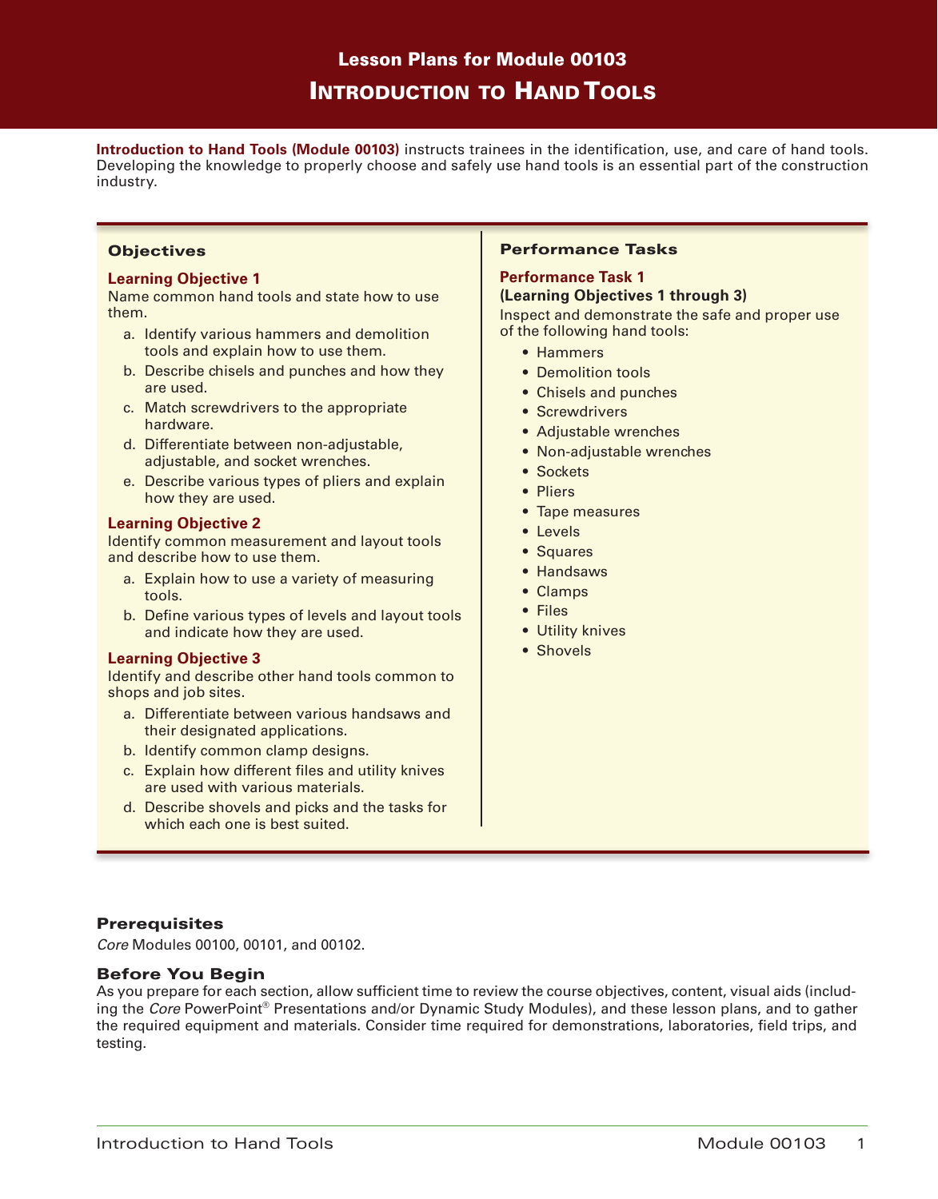# Lesson Plans for Module 00103

# Introduction to Hand Tools

**Introduction to Hand Tools (Module 00103)** instructs trainees in the identification, use, and care of hand tools. Developing the knowledge to properly choose and safely use hand tools is an essential part of the construction industry.

## Objectives

**Learning Objective 1**

Name common hand tools and state how to use them.

a. Identify various hammers and demolition tools and explain how to use them.
b. Describe chisels and punches and how they are used.
c. Match screwdrivers to the appropriate hardware.
d. Differentiate between non-adjustable, adjustable, and socket wrenches.
e. Describe various types of pliers and explain how they are used.

**Learning Objective 2**

Identify common measurement and layout tools and describe how to use them.

a. Explain how to use a variety of measuring tools.
b. Define various types of levels and layout tools and indicate how they are used.

**Learning Objective 3**

Identify and describe other hand tools common to shops and job sites.

a. Differentiate between various handsaws and their designated applications.
b. Identify common clamp designs.
c. Explain how different files and utility knives are used with various materials.
d. Describe shovels and picks and the tasks for which each one is best suited.

## Performance Tasks

**Performance Task 1**

**(Learning Objectives 1 through 3)**

Inspect and demonstrate the safe and proper use of the following hand tools:

- Hammers
- Demolition tools
- Chisels and punches
- Screwdrivers
- Adjustable wrenches
- Non-adjustable wrenches
- Sockets
- Pliers
- Tape measures
- Levels
- Squares
- Handsaws
- Clamps
- Files
- Utility knives
- Shovels

## Prerequisites

*Core* Modules 00100, 00101, and 00102.

## Before You Begin

As you prepare for each section, allow sufficient time to review the course objectives, content, visual aids (including the *Core* PowerPoint® Presentations and/or Dynamic Study Modules), and these lesson plans, and to gather the required equipment and materials. Consider time required for demonstrations, laboratories, field trips, and testing.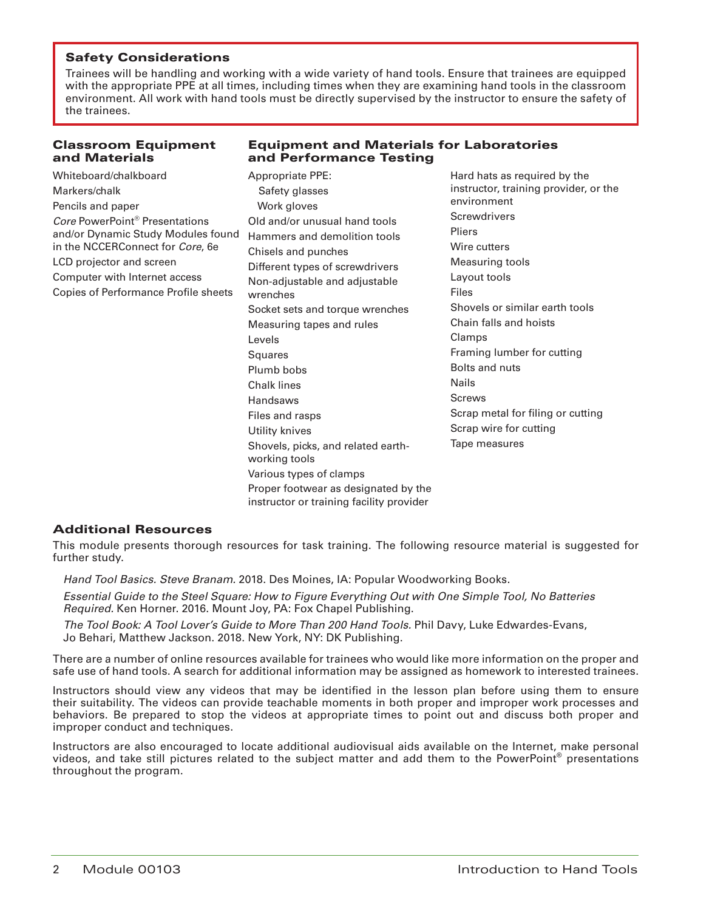### Safety Considerations

Trainees will be handling and working with a wide variety of hand tools. Ensure that trainees are equipped with the appropriate PPE at all times, including times when they are examining hand tools in the classroom environment. All work with hand tools must be directly supervised by the instructor to ensure the safety of the trainees.

### Classroom Equipment and Materials

Whiteboard/chalkboard
Markers/chalk
Pencils and paper
*Core* PowerPoint® Presentations and/or Dynamic Study Modules found in the NCCERConnect for *Core*, 6e
LCD projector and screen
Computer with Internet access
Copies of Performance Profile sheets

### Equipment and Materials for Laboratories and Performance Testing

Appropriate PPE:
- Safety glasses
- Work gloves

Old and/or unusual hand tools
Hammers and demolition tools
Chisels and punches
Different types of screwdrivers
Non-adjustable and adjustable wrenches
Socket sets and torque wrenches
Measuring tapes and rules
Levels
Squares
Plumb bobs
Chalk lines
Handsaws
Files and rasps
Utility knives
Shovels, picks, and related earth-working tools
Various types of clamps
Proper footwear as designated by the instructor or training facility provider
Hard hats as required by the instructor, training provider, or the environment
Screwdrivers
Pliers
Wire cutters
Measuring tools
Layout tools
Files
Shovels or similar earth tools
Chain falls and hoists
Clamps
Framing lumber for cutting
Bolts and nuts
Nails
Screws
Scrap metal for filing or cutting
Scrap wire for cutting
Tape measures

### Additional Resources

This module presents thorough resources for task training. The following resource material is suggested for further study.

*Hand Tool Basics. Steve Branam.* 2018. Des Moines, IA: Popular Woodworking Books.

*Essential Guide to the Steel Square: How to Figure Everything Out with One Simple Tool, No Batteries Required.* Ken Horner. 2016. Mount Joy, PA: Fox Chapel Publishing.

*The Tool Book: A Tool Lover's Guide to More Than 200 Hand Tools.* Phil Davy, Luke Edwardes-Evans, Jo Behari, Matthew Jackson. 2018. New York, NY: DK Publishing.

There are a number of online resources available for trainees who would like more information on the proper and safe use of hand tools. A search for additional information may be assigned as homework to interested trainees.

Instructors should view any videos that may be identified in the lesson plan before using them to ensure their suitability. The videos can provide teachable moments in both proper and improper work processes and behaviors. Be prepared to stop the videos at appropriate times to point out and discuss both proper and improper conduct and techniques.

Instructors are also encouraged to locate additional audiovisual aids available on the Internet, make personal videos, and take still pictures related to the subject matter and add them to the PowerPoint® presentations throughout the program.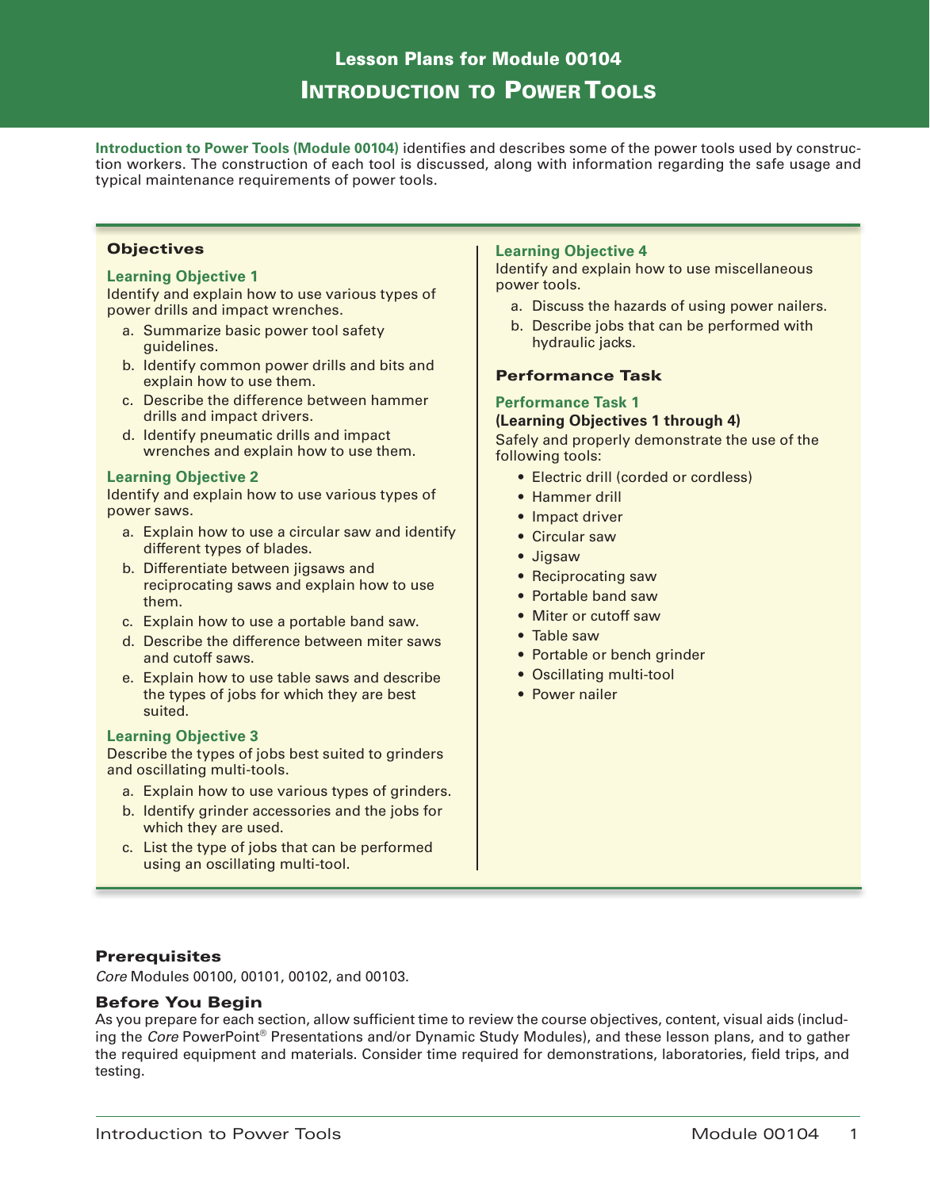# Lesson Plans for Module 00104

# Introduction to Power Tools

**Introduction to Power Tools (Module 00104)** identifies and describes some of the power tools used by construction workers. The construction of each tool is discussed, along with information regarding the safe usage and typical maintenance requirements of power tools.

## Objectives

### Learning Objective 1

Identify and explain how to use various types of power drills and impact wrenches.

a. Summarize basic power tool safety guidelines.
b. Identify common power drills and bits and explain how to use them.
c. Describe the difference between hammer drills and impact drivers.
d. Identify pneumatic drills and impact wrenches and explain how to use them.

### Learning Objective 2

Identify and explain how to use various types of power saws.

a. Explain how to use a circular saw and identify different types of blades.
b. Differentiate between jigsaws and reciprocating saws and explain how to use them.
c. Explain how to use a portable band saw.
d. Describe the difference between miter saws and cutoff saws.
e. Explain how to use table saws and describe the types of jobs for which they are best suited.

### Learning Objective 3

Describe the types of jobs best suited to grinders and oscillating multi-tools.

a. Explain how to use various types of grinders.
b. Identify grinder accessories and the jobs for which they are used.
c. List the type of jobs that can be performed using an oscillating multi-tool.

### Learning Objective 4

Identify and explain how to use miscellaneous power tools.

a. Discuss the hazards of using power nailers.
b. Describe jobs that can be performed with hydraulic jacks.

## Performance Task

### Performance Task 1

**(Learning Objectives 1 through 4)**

Safely and properly demonstrate the use of the following tools:

- Electric drill (corded or cordless)
- Hammer drill
- Impact driver
- Circular saw
- Jigsaw
- Reciprocating saw
- Portable band saw
- Miter or cutoff saw
- Table saw
- Portable or bench grinder
- Oscillating multi-tool
- Power nailer

## Prerequisites

*Core* Modules 00100, 00101, 00102, and 00103.

## Before You Begin

As you prepare for each section, allow sufficient time to review the course objectives, content, visual aids (including the *Core* PowerPoint® Presentations and/or Dynamic Study Modules), and these lesson plans, and to gather the required equipment and materials. Consider time required for demonstrations, laboratories, field trips, and testing.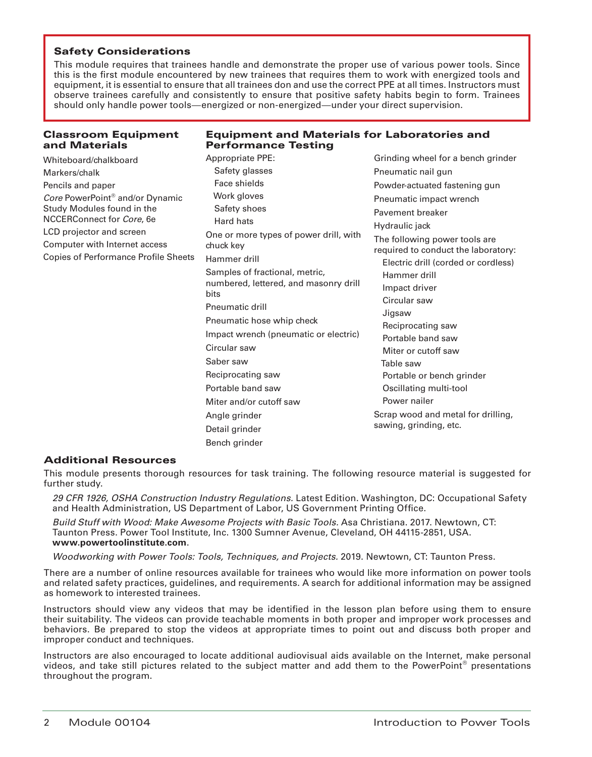## Safety Considerations

This module requires that trainees handle and demonstrate the proper use of various power tools. Since this is the first module encountered by new trainees that requires them to work with energized tools and equipment, it is essential to ensure that all trainees don and use the correct PPE at all times. Instructors must observe trainees carefully and consistently to ensure that positive safety habits begin to form. Trainees should only handle power tools—energized or non-energized—under your direct supervision.

## Classroom Equipment and Materials

Whiteboard/chalkboard
Markers/chalk
Pencils and paper
*Core* PowerPoint® and/or Dynamic Study Modules found in the NCCERConnect for *Core*, 6e
LCD projector and screen
Computer with Internet access
Copies of Performance Profile Sheets

## Equipment and Materials for Laboratories and Performance Testing

- Appropriate PPE:
  - Safety glasses
  - Face shields
  - Work gloves
  - Safety shoes
  - Hard hats
- One or more types of power drill, with chuck key
- Hammer drill
- Samples of fractional, metric, numbered, lettered, and masonry drill bits
- Pneumatic drill
- Pneumatic hose whip check
- Impact wrench (pneumatic or electric)
- Circular saw
- Saber saw
- Reciprocating saw
- Portable band saw
- Miter and/or cutoff saw
- Angle grinder
- Detail grinder
- Bench grinder
- Grinding wheel for a bench grinder
- Pneumatic nail gun
- Powder-actuated fastening gun
- Pneumatic impact wrench
- Pavement breaker
- Hydraulic jack
- The following power tools are required to conduct the laboratory:
  - Electric drill (corded or cordless)
  - Hammer drill
  - Impact driver
  - Circular saw
  - Jigsaw
  - Reciprocating saw
  - Portable band saw
  - Miter or cutoff saw
  - Table saw
  - Portable or bench grinder
  - Oscillating multi-tool
  - Power nailer
- Scrap wood and metal for drilling, sawing, grinding, etc.

## Additional Resources

This module presents thorough resources for task training. The following resource material is suggested for further study.

*29 CFR 1926, OSHA Construction Industry Regulations.* Latest Edition. Washington, DC: Occupational Safety and Health Administration, US Department of Labor, US Government Printing Office.

*Build Stuff with Wood: Make Awesome Projects with Basic Tools.* Asa Christiana. 2017. Newtown, CT: Taunton Press. Power Tool Institute, Inc. 1300 Sumner Avenue, Cleveland, OH 44115-2851, USA. **www.powertoolinstitute.com**.

*Woodworking with Power Tools: Tools, Techniques, and Projects.* 2019. Newtown, CT: Taunton Press.

There are a number of online resources available for trainees who would like more information on power tools and related safety practices, guidelines, and requirements. A search for additional information may be assigned as homework to interested trainees.

Instructors should view any videos that may be identified in the lesson plan before using them to ensure their suitability. The videos can provide teachable moments in both proper and improper work processes and behaviors. Be prepared to stop the videos at appropriate times to point out and discuss both proper and improper conduct and techniques.

Instructors are also encouraged to locate additional audiovisual aids available on the Internet, make personal videos, and take still pictures related to the subject matter and add them to the PowerPoint® presentations throughout the program.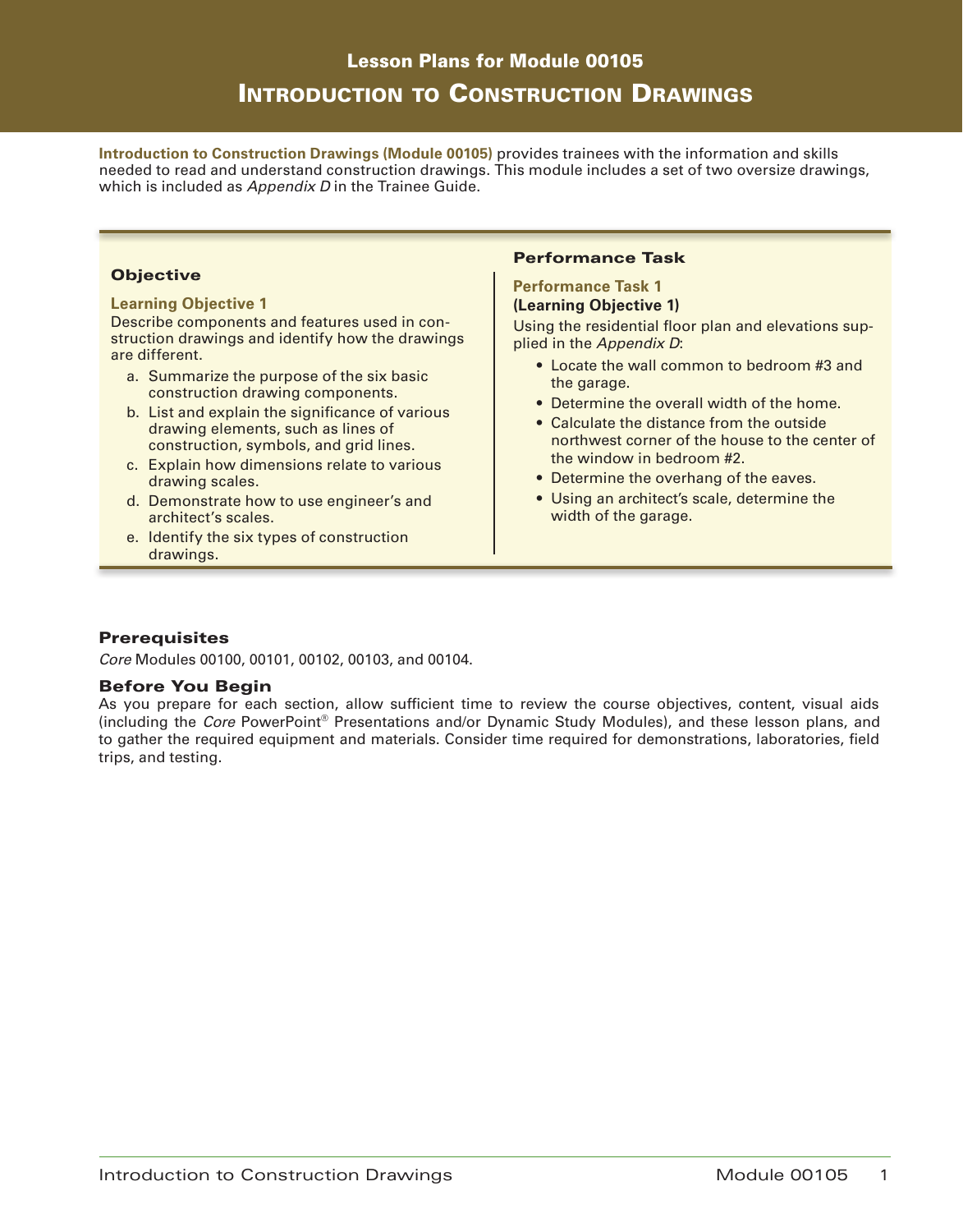# Lesson Plans for Module 00105

# Introduction to Construction Drawings

**Introduction to Construction Drawings (Module 00105)** provides trainees with the information and skills needed to read and understand construction drawings. This module includes a set of two oversize drawings, which is included as *Appendix D* in the Trainee Guide.

## Objective

### Learning Objective 1

Describe components and features used in construction drawings and identify how the drawings are different.

a. Summarize the purpose of the six basic construction drawing components.
b. List and explain the significance of various drawing elements, such as lines of construction, symbols, and grid lines.
c. Explain how dimensions relate to various drawing scales.
d. Demonstrate how to use engineer's and architect's scales.
e. Identify the six types of construction drawings.

## Performance Task

### Performance Task 1

**(Learning Objective 1)**

Using the residential floor plan and elevations supplied in the *Appendix D*:

- Locate the wall common to bedroom #3 and the garage.
- Determine the overall width of the home.
- Calculate the distance from the outside northwest corner of the house to the center of the window in bedroom #2.
- Determine the overhang of the eaves.
- Using an architect's scale, determine the width of the garage.

## Prerequisites

*Core* Modules 00100, 00101, 00102, 00103, and 00104.

## Before You Begin

As you prepare for each section, allow sufficient time to review the course objectives, content, visual aids (including the *Core* PowerPoint® Presentations and/or Dynamic Study Modules), and these lesson plans, and to gather the required equipment and materials. Consider time required for demonstrations, laboratories, field trips, and testing.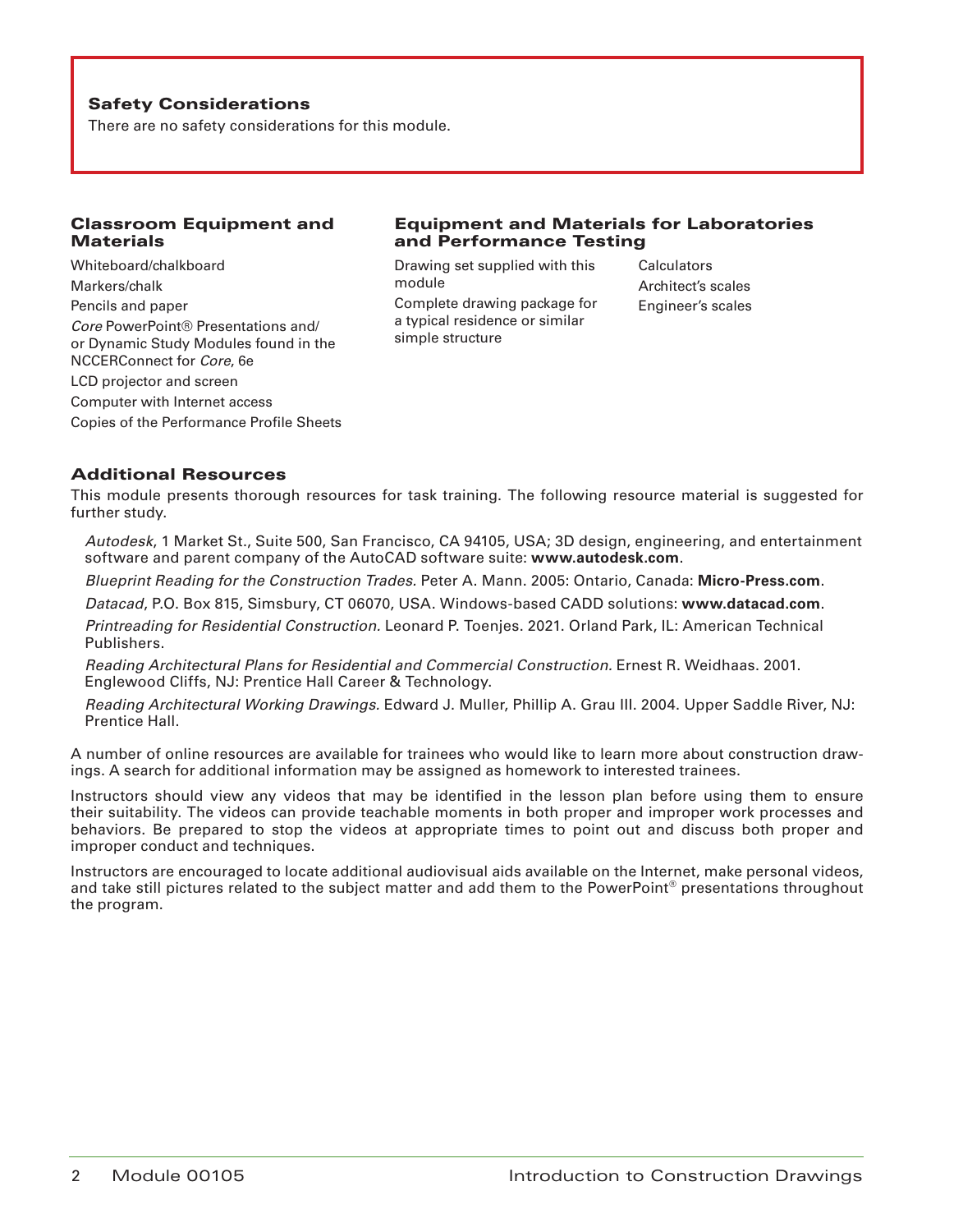### Safety Considerations

There are no safety considerations for this module.

### Classroom Equipment and Materials

Whiteboard/chalkboard

Markers/chalk

Pencils and paper

*Core* PowerPoint® Presentations and/or Dynamic Study Modules found in the NCCERConnect for *Core*, 6e

LCD projector and screen

Computer with Internet access

Copies of the Performance Profile Sheets

### Equipment and Materials for Laboratories and Performance Testing

Drawing set supplied with this module

Complete drawing package for a typical residence or similar simple structure

Calculators

Architect's scales

Engineer's scales

### Additional Resources

This module presents thorough resources for task training. The following resource material is suggested for further study.

*Autodesk*, 1 Market St., Suite 500, San Francisco, CA 94105, USA; 3D design, engineering, and entertainment software and parent company of the AutoCAD software suite: **www.autodesk.com**.

*Blueprint Reading for the Construction Trades.* Peter A. Mann. 2005: Ontario, Canada: **Micro-Press.com**.

*Datacad*, P.O. Box 815, Simsbury, CT 06070, USA. Windows-based CADD solutions: **www.datacad.com**.

*Printreading for Residential Construction.* Leonard P. Toenjes. 2021. Orland Park, IL: American Technical Publishers.

*Reading Architectural Plans for Residential and Commercial Construction.* Ernest R. Weidhaas. 2001. Englewood Cliffs, NJ: Prentice Hall Career & Technology.

*Reading Architectural Working Drawings.* Edward J. Muller, Phillip A. Grau III. 2004. Upper Saddle River, NJ: Prentice Hall.

A number of online resources are available for trainees who would like to learn more about construction drawings. A search for additional information may be assigned as homework to interested trainees.

Instructors should view any videos that may be identified in the lesson plan before using them to ensure their suitability. The videos can provide teachable moments in both proper and improper work processes and behaviors. Be prepared to stop the videos at appropriate times to point out and discuss both proper and improper conduct and techniques.

Instructors are encouraged to locate additional audiovisual aids available on the Internet, make personal videos, and take still pictures related to the subject matter and add them to the PowerPoint® presentations throughout the program.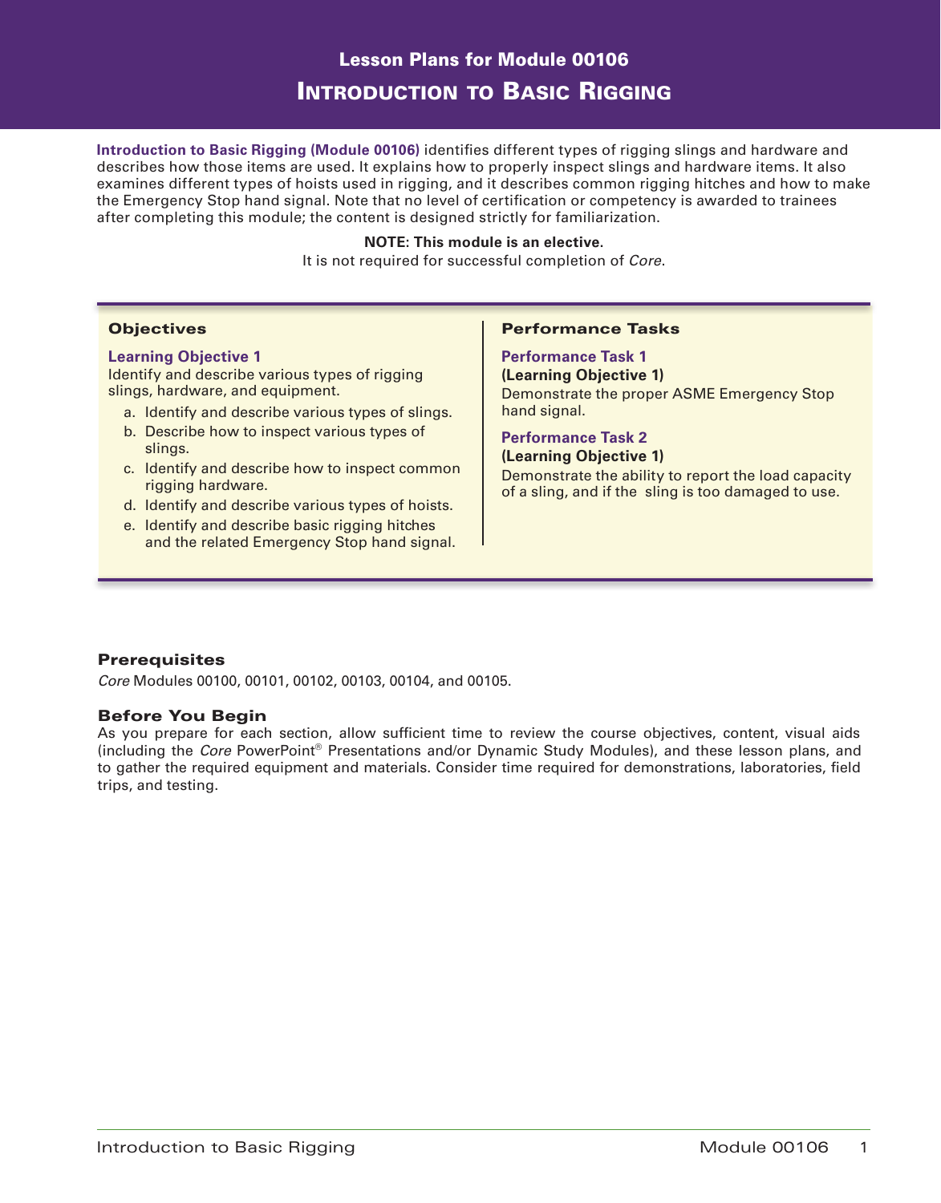# Lesson Plans for Module 00106

# Introduction to Basic Rigging

**Introduction to Basic Rigging (Module 00106)** identifies different types of rigging slings and hardware and describes how those items are used. It explains how to properly inspect slings and hardware items. It also examines different types of hoists used in rigging, and it describes common rigging hitches and how to make the Emergency Stop hand signal. Note that no level of certification or competency is awarded to trainees after completing this module; the content is designed strictly for familiarization.

**NOTE: This module is an elective.**
It is not required for successful completion of *Core*.

## Objectives

**Learning Objective 1**
Identify and describe various types of rigging slings, hardware, and equipment.

a. Identify and describe various types of slings.
b. Describe how to inspect various types of slings.
c. Identify and describe how to inspect common rigging hardware.
d. Identify and describe various types of hoists.
e. Identify and describe basic rigging hitches and the related Emergency Stop hand signal.

## Performance Tasks

**Performance Task 1**
**(Learning Objective 1)**
Demonstrate the proper ASME Emergency Stop hand signal.

**Performance Task 2**
**(Learning Objective 1)**
Demonstrate the ability to report the load capacity of a sling, and if the sling is too damaged to use.

## Prerequisites

*Core* Modules 00100, 00101, 00102, 00103, 00104, and 00105.

## Before You Begin

As you prepare for each section, allow sufficient time to review the course objectives, content, visual aids (including the *Core* PowerPoint® Presentations and/or Dynamic Study Modules), and these lesson plans, and to gather the required equipment and materials. Consider time required for demonstrations, laboratories, field trips, and testing.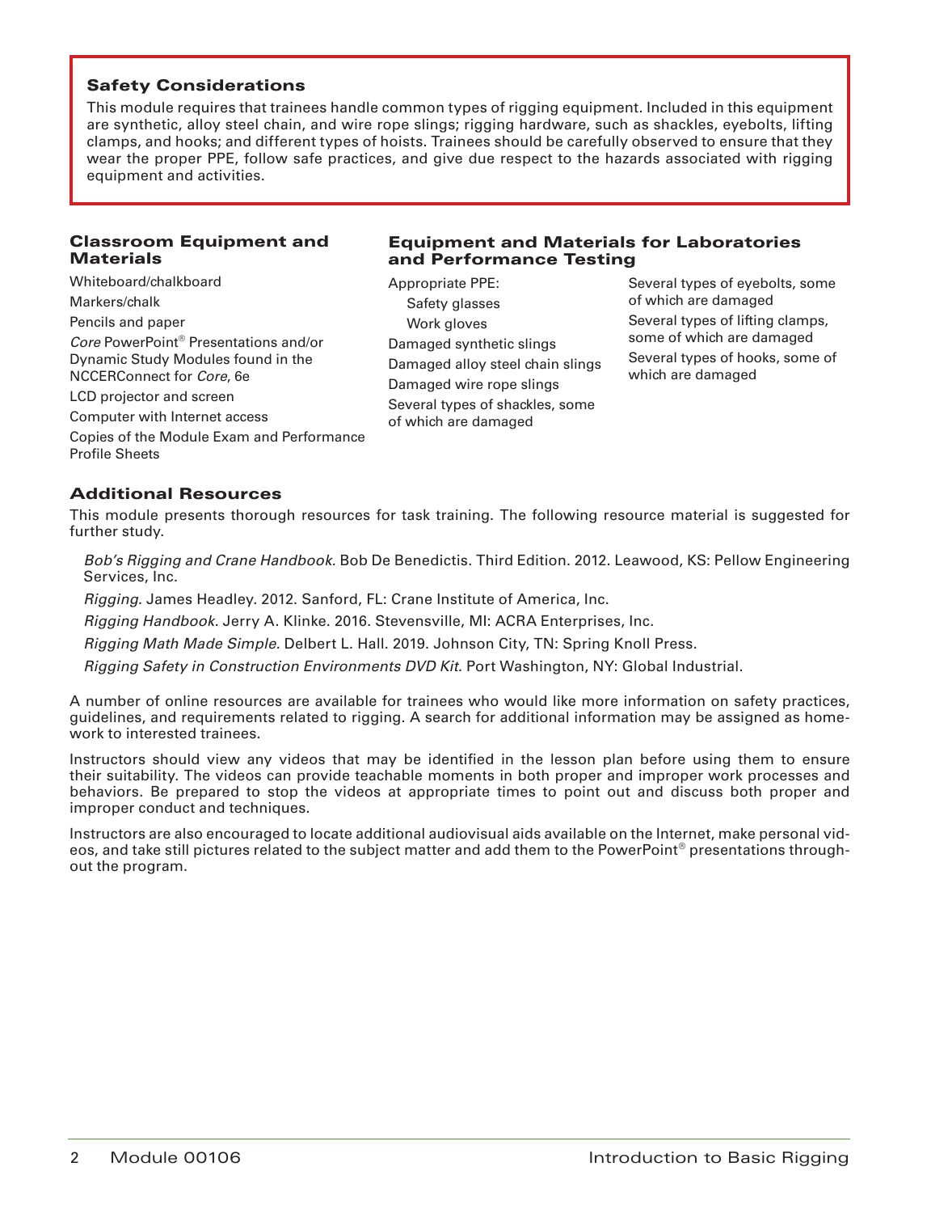## Safety Considerations

This module requires that trainees handle common types of rigging equipment. Included in this equipment are synthetic, alloy steel chain, and wire rope slings; rigging hardware, such as shackles, eyebolts, lifting clamps, and hooks; and different types of hoists. Trainees should be carefully observed to ensure that they wear the proper PPE, follow safe practices, and give due respect to the hazards associated with rigging equipment and activities.

## Classroom Equipment and Materials

Whiteboard/chalkboard
Markers/chalk
Pencils and paper
*Core* PowerPoint® Presentations and/or Dynamic Study Modules found in the NCCERConnect for *Core*, 6e
LCD projector and screen
Computer with Internet access
Copies of the Module Exam and Performance Profile Sheets

## Equipment and Materials for Laboratories and Performance Testing

Appropriate PPE:
- Safety glasses
- Work gloves

Damaged synthetic slings
Damaged alloy steel chain slings
Damaged wire rope slings
Several types of shackles, some of which are damaged
Several types of eyebolts, some of which are damaged
Several types of lifting clamps, some of which are damaged
Several types of hooks, some of which are damaged

## Additional Resources

This module presents thorough resources for task training. The following resource material is suggested for further study.

*Bob's Rigging and Crane Handbook.* Bob De Benedictis. Third Edition. 2012. Leawood, KS: Pellow Engineering Services, Inc.

*Rigging.* James Headley. 2012. Sanford, FL: Crane Institute of America, Inc.

*Rigging Handbook.* Jerry A. Klinke. 2016. Stevensville, MI: ACRA Enterprises, Inc.

*Rigging Math Made Simple.* Delbert L. Hall. 2019. Johnson City, TN: Spring Knoll Press.

*Rigging Safety in Construction Environments DVD Kit.* Port Washington, NY: Global Industrial.

A number of online resources are available for trainees who would like more information on safety practices, guidelines, and requirements related to rigging. A search for additional information may be assigned as homework to interested trainees.

Instructors should view any videos that may be identified in the lesson plan before using them to ensure their suitability. The videos can provide teachable moments in both proper and improper work processes and behaviors. Be prepared to stop the videos at appropriate times to point out and discuss both proper and improper conduct and techniques.

Instructors are also encouraged to locate additional audiovisual aids available on the Internet, make personal videos, and take still pictures related to the subject matter and add them to the PowerPoint® presentations throughout the program.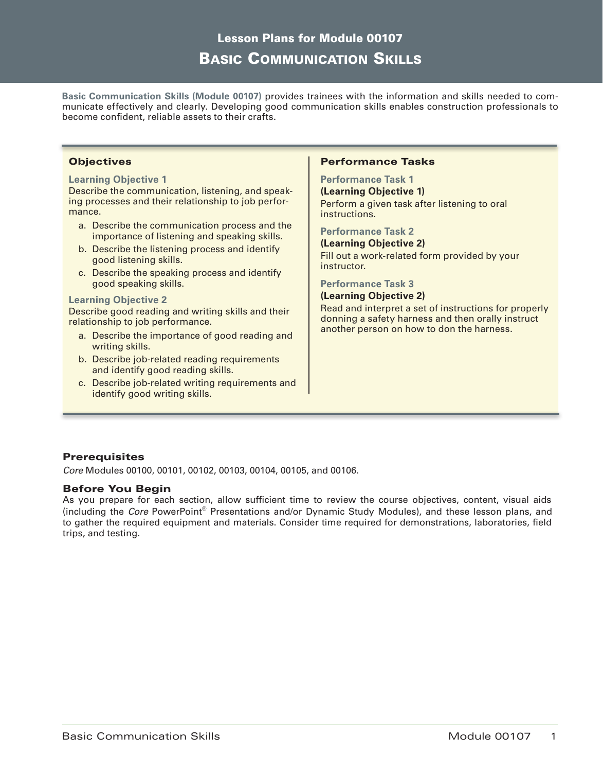# Lesson Plans for Module 00107

## Basic Communication Skills

**Basic Communication Skills (Module 00107)** provides trainees with the information and skills needed to communicate effectively and clearly. Developing good communication skills enables construction professionals to become confident, reliable assets to their crafts.

### Objectives

**Learning Objective 1**

Describe the communication, listening, and speaking processes and their relationship to job performance.

a. Describe the communication process and the importance of listening and speaking skills.
b. Describe the listening process and identify good listening skills.
c. Describe the speaking process and identify good speaking skills.

**Learning Objective 2**

Describe good reading and writing skills and their relationship to job performance.

a. Describe the importance of good reading and writing skills.
b. Describe job-related reading requirements and identify good reading skills.
c. Describe job-related writing requirements and identify good writing skills.

### Performance Tasks

**Performance Task 1**

**(Learning Objective 1)**

Perform a given task after listening to oral instructions.

**Performance Task 2**

**(Learning Objective 2)**

Fill out a work-related form provided by your instructor.

**Performance Task 3**

**(Learning Objective 2)**

Read and interpret a set of instructions for properly donning a safety harness and then orally instruct another person on how to don the harness.

### Prerequisites

*Core* Modules 00100, 00101, 00102, 00103, 00104, 00105, and 00106.

### Before You Begin

As you prepare for each section, allow sufficient time to review the course objectives, content, visual aids (including the *Core* PowerPoint® Presentations and/or Dynamic Study Modules), and these lesson plans, and to gather the required equipment and materials. Consider time required for demonstrations, laboratories, field trips, and testing.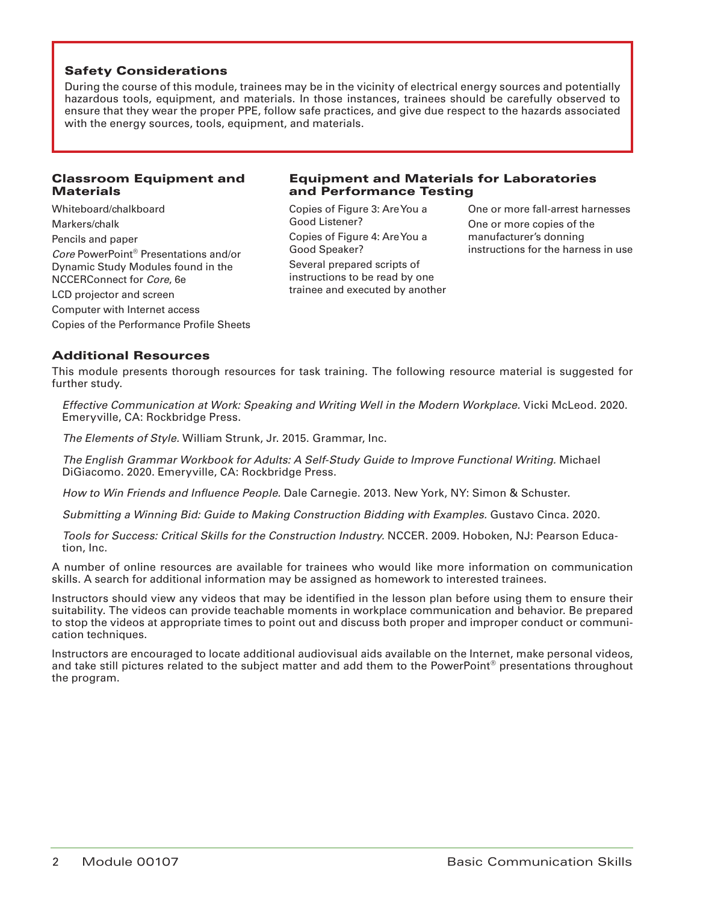## Safety Considerations

During the course of this module, trainees may be in the vicinity of electrical energy sources and potentially hazardous tools, equipment, and materials. In those instances, trainees should be carefully observed to ensure that they wear the proper PPE, follow safe practices, and give due respect to the hazards associated with the energy sources, tools, equipment, and materials.

## Classroom Equipment and Materials

Whiteboard/chalkboard

Markers/chalk

Pencils and paper

*Core* PowerPoint® Presentations and/or Dynamic Study Modules found in the NCCERConnect for *Core*, 6e

LCD projector and screen

Computer with Internet access

Copies of the Performance Profile Sheets

## Equipment and Materials for Laboratories and Performance Testing

Copies of Figure 3: Are You a Good Listener?

Copies of Figure 4: Are You a Good Speaker?

Several prepared scripts of instructions to be read by one trainee and executed by another

One or more fall-arrest harnesses

One or more copies of the manufacturer's donning instructions for the harness in use

## Additional Resources

This module presents thorough resources for task training. The following resource material is suggested for further study.

*Effective Communication at Work: Speaking and Writing Well in the Modern Workplace.* Vicki McLeod. 2020. Emeryville, CA: Rockbridge Press.

*The Elements of Style.* William Strunk, Jr. 2015. Grammar, Inc.

*The English Grammar Workbook for Adults: A Self-Study Guide to Improve Functional Writing.* Michael DiGiacomo. 2020. Emeryville, CA: Rockbridge Press.

*How to Win Friends and Influence People.* Dale Carnegie. 2013. New York, NY: Simon & Schuster.

*Submitting a Winning Bid: Guide to Making Construction Bidding with Examples.* Gustavo Cinca. 2020.

*Tools for Success: Critical Skills for the Construction Industry.* NCCER. 2009. Hoboken, NJ: Pearson Education, Inc.

A number of online resources are available for trainees who would like more information on communication skills. A search for additional information may be assigned as homework to interested trainees.

Instructors should view any videos that may be identified in the lesson plan before using them to ensure their suitability. The videos can provide teachable moments in workplace communication and behavior. Be prepared to stop the videos at appropriate times to point out and discuss both proper and improper conduct or communication techniques.

Instructors are encouraged to locate additional audiovisual aids available on the Internet, make personal videos, and take still pictures related to the subject matter and add them to the PowerPoint® presentations throughout the program.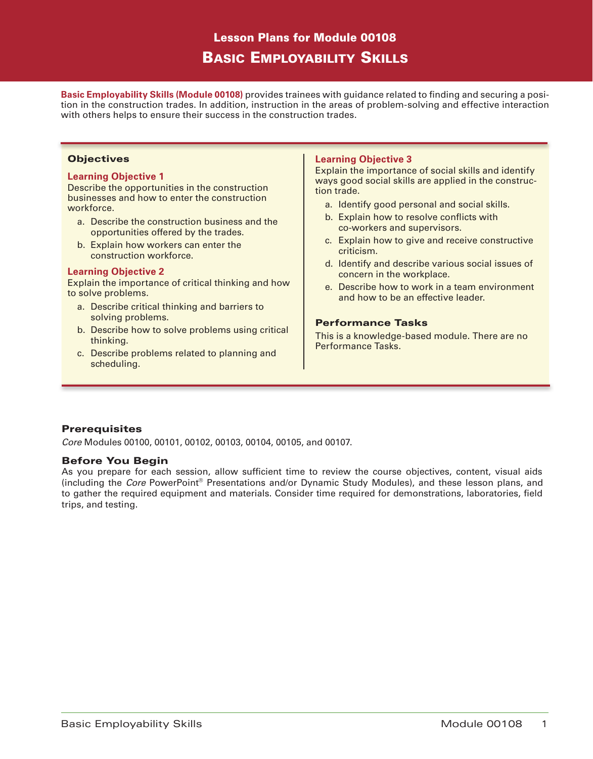# Lesson Plans for Module 00108

# Basic Employability Skills

**Basic Employability Skills (Module 00108)** provides trainees with guidance related to finding and securing a position in the construction trades. In addition, instruction in the areas of problem-solving and effective interaction with others helps to ensure their success in the construction trades.

## Objectives

### Learning Objective 1

Describe the opportunities in the construction businesses and how to enter the construction workforce.

a. Describe the construction business and the opportunities offered by the trades.
b. Explain how workers can enter the construction workforce.

### Learning Objective 2

Explain the importance of critical thinking and how to solve problems.

a. Describe critical thinking and barriers to solving problems.
b. Describe how to solve problems using critical thinking.
c. Describe problems related to planning and scheduling.

### Learning Objective 3

Explain the importance of social skills and identify ways good social skills are applied in the construction trade.

a. Identify good personal and social skills.
b. Explain how to resolve conflicts with co-workers and supervisors.
c. Explain how to give and receive constructive criticism.
d. Identify and describe various social issues of concern in the workplace.
e. Describe how to work in a team environment and how to be an effective leader.

## Performance Tasks

This is a knowledge-based module. There are no Performance Tasks.

## Prerequisites

*Core* Modules 00100, 00101, 00102, 00103, 00104, 00105, and 00107.

## Before You Begin

As you prepare for each session, allow sufficient time to review the course objectives, content, visual aids (including the *Core* PowerPoint® Presentations and/or Dynamic Study Modules), and these lesson plans, and to gather the required equipment and materials. Consider time required for demonstrations, laboratories, field trips, and testing.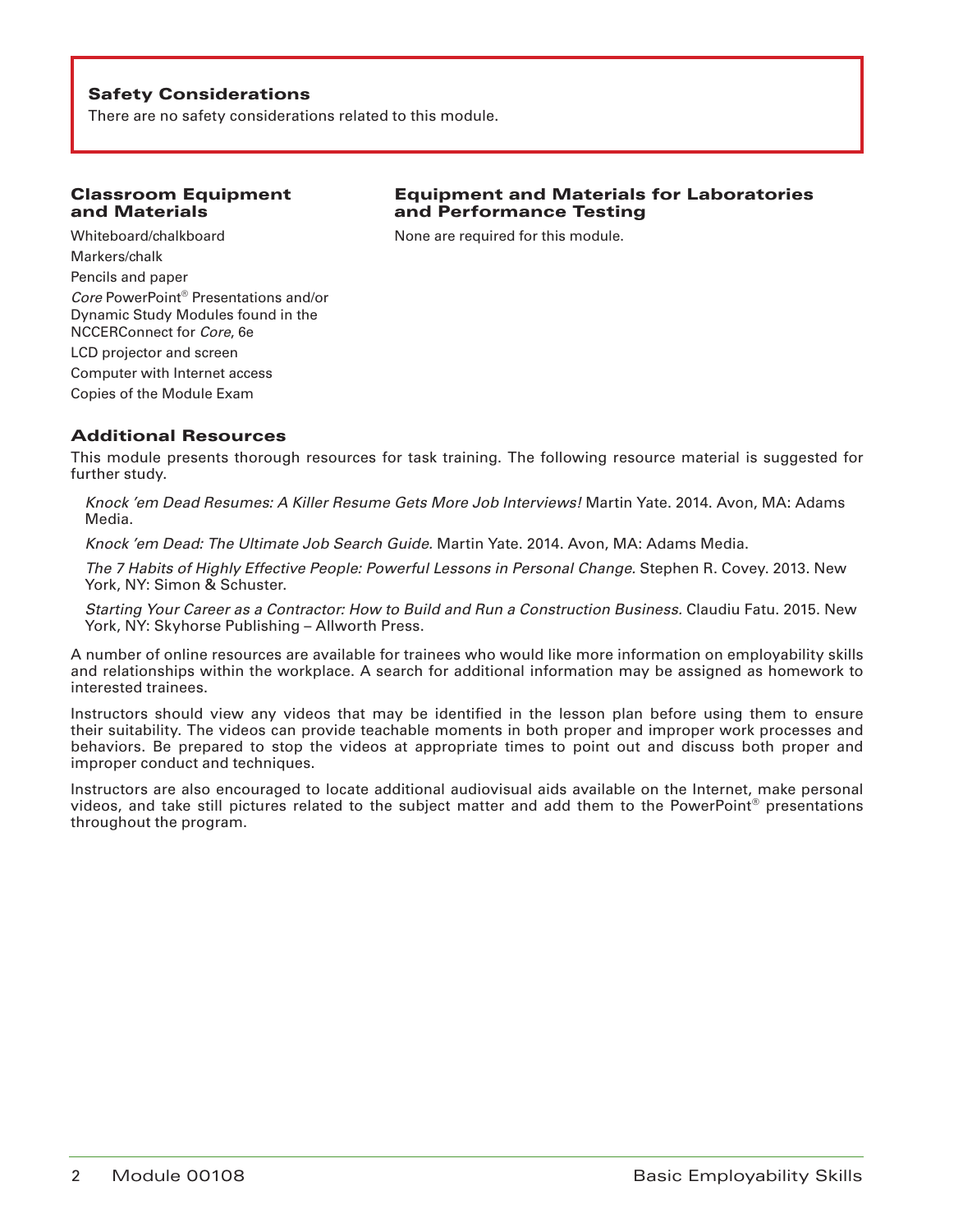### Safety Considerations

There are no safety considerations related to this module.

### Classroom Equipment and Materials

Whiteboard/chalkboard

Markers/chalk

Pencils and paper

*Core* PowerPoint® Presentations and/or Dynamic Study Modules found in the NCCERConnect for *Core*, 6e

LCD projector and screen

Computer with Internet access

Copies of the Module Exam

### Equipment and Materials for Laboratories and Performance Testing

None are required for this module.

### Additional Resources

This module presents thorough resources for task training. The following resource material is suggested for further study.

*Knock 'em Dead Resumes: A Killer Resume Gets More Job Interviews!* Martin Yate. 2014. Avon, MA: Adams Media.

*Knock 'em Dead: The Ultimate Job Search Guide.* Martin Yate. 2014. Avon, MA: Adams Media.

*The 7 Habits of Highly Effective People: Powerful Lessons in Personal Change.* Stephen R. Covey. 2013. New York, NY: Simon & Schuster.

*Starting Your Career as a Contractor: How to Build and Run a Construction Business.* Claudiu Fatu. 2015. New York, NY: Skyhorse Publishing – Allworth Press.

A number of online resources are available for trainees who would like more information on employability skills and relationships within the workplace. A search for additional information may be assigned as homework to interested trainees.

Instructors should view any videos that may be identified in the lesson plan before using them to ensure their suitability. The videos can provide teachable moments in both proper and improper work processes and behaviors. Be prepared to stop the videos at appropriate times to point out and discuss both proper and improper conduct and techniques.

Instructors are also encouraged to locate additional audiovisual aids available on the Internet, make personal videos, and take still pictures related to the subject matter and add them to the PowerPoint® presentations throughout the program.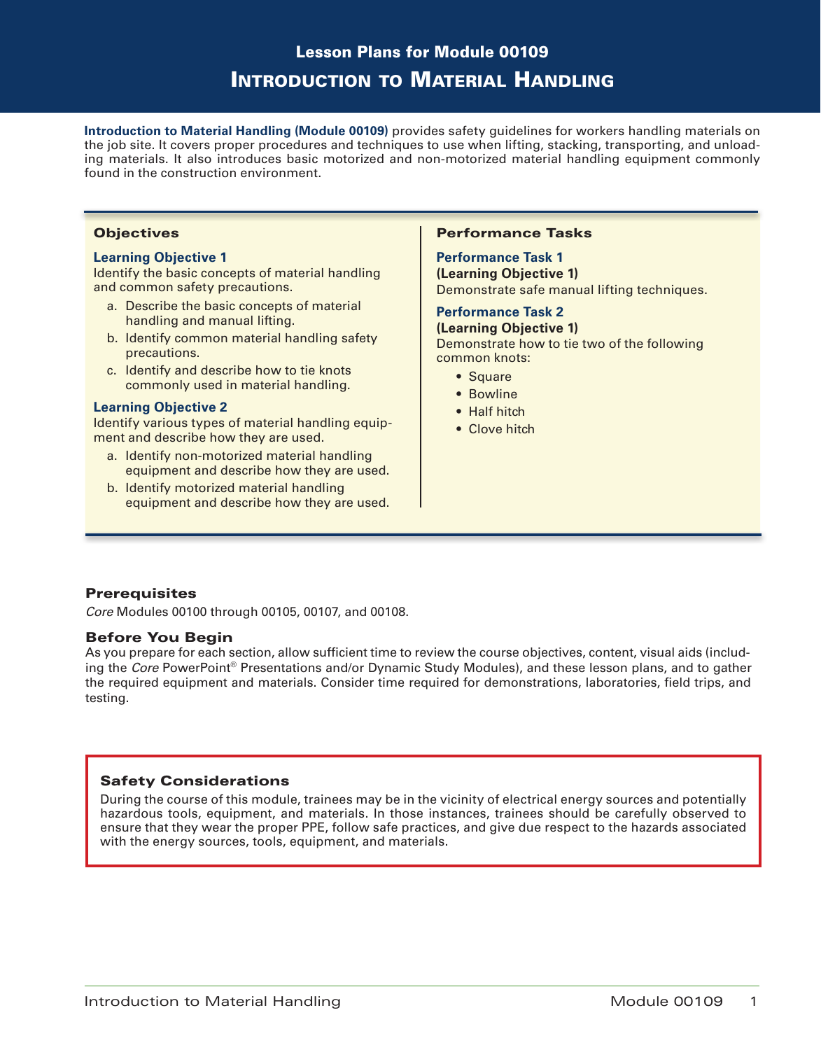# Lesson Plans for Module 00109

# Introduction to Material Handling

**Introduction to Material Handling (Module 00109)** provides safety guidelines for workers handling materials on the job site. It covers proper procedures and techniques to use when lifting, stacking, transporting, and unloading materials. It also introduces basic motorized and non-motorized material handling equipment commonly found in the construction environment.

## Objectives

### Learning Objective 1

Identify the basic concepts of material handling and common safety precautions.

a. Describe the basic concepts of material handling and manual lifting.
b. Identify common material handling safety precautions.
c. Identify and describe how to tie knots commonly used in material handling.

### Learning Objective 2

Identify various types of material handling equipment and describe how they are used.

a. Identify non-motorized material handling equipment and describe how they are used.
b. Identify motorized material handling equipment and describe how they are used.

## Performance Tasks

### Performance Task 1

**(Learning Objective 1)**

Demonstrate safe manual lifting techniques.

### Performance Task 2

**(Learning Objective 1)**

Demonstrate how to tie two of the following common knots:

- Square
- Bowline
- Half hitch
- Clove hitch

## Prerequisites

*Core* Modules 00100 through 00105, 00107, and 00108.

## Before You Begin

As you prepare for each section, allow sufficient time to review the course objectives, content, visual aids (including the *Core* PowerPoint® Presentations and/or Dynamic Study Modules), and these lesson plans, and to gather the required equipment and materials. Consider time required for demonstrations, laboratories, field trips, and testing.

## Safety Considerations

During the course of this module, trainees may be in the vicinity of electrical energy sources and potentially hazardous tools, equipment, and materials. In those instances, trainees should be carefully observed to ensure that they wear the proper PPE, follow safe practices, and give due respect to the hazards associated with the energy sources, tools, equipment, and materials.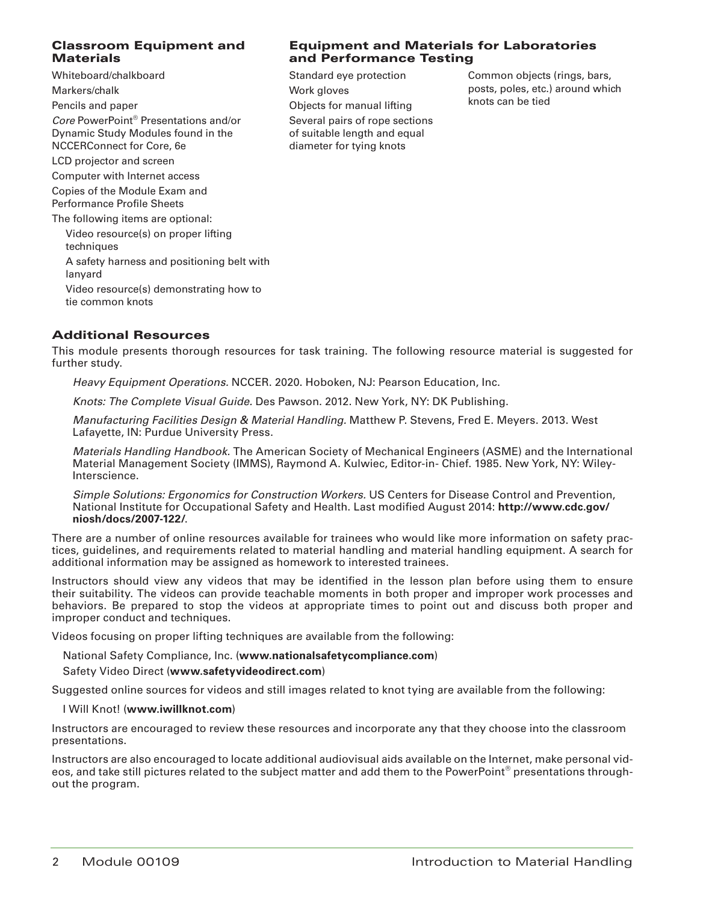## Classroom Equipment and Materials

Whiteboard/chalkboard

Markers/chalk

Pencils and paper

*Core* PowerPoint® Presentations and/or Dynamic Study Modules found in the NCCERConnect for Core, 6e

LCD projector and screen

Computer with Internet access

Copies of the Module Exam and Performance Profile Sheets

The following items are optional:

- Video resource(s) on proper lifting techniques
- A safety harness and positioning belt with lanyard
- Video resource(s) demonstrating how to tie common knots

## Equipment and Materials for Laboratories and Performance Testing

Standard eye protection

Work gloves

Objects for manual lifting

Several pairs of rope sections of suitable length and equal diameter for tying knots

Common objects (rings, bars, posts, poles, etc.) around which knots can be tied

## Additional Resources

This module presents thorough resources for task training. The following resource material is suggested for further study.

*Heavy Equipment Operations.* NCCER. 2020. Hoboken, NJ: Pearson Education, Inc.

*Knots: The Complete Visual Guide.* Des Pawson. 2012. New York, NY: DK Publishing.

*Manufacturing Facilities Design & Material Handling.* Matthew P. Stevens, Fred E. Meyers. 2013. West Lafayette, IN: Purdue University Press.

*Materials Handling Handbook.* The American Society of Mechanical Engineers (ASME) and the International Material Management Society (IMMS), Raymond A. Kulwiec, Editor-in- Chief. 1985. New York, NY: Wiley-Interscience.

*Simple Solutions: Ergonomics for Construction Workers.* US Centers for Disease Control and Prevention, National Institute for Occupational Safety and Health. Last modified August 2014: **http://www.cdc.gov/niosh/docs/2007-122/**.

There are a number of online resources available for trainees who would like more information on safety practices, guidelines, and requirements related to material handling and material handling equipment. A search for additional information may be assigned as homework to interested trainees.

Instructors should view any videos that may be identified in the lesson plan before using them to ensure their suitability. The videos can provide teachable moments in both proper and improper work processes and behaviors. Be prepared to stop the videos at appropriate times to point out and discuss both proper and improper conduct and techniques.

Videos focusing on proper lifting techniques are available from the following:

National Safety Compliance, Inc. (**www.nationalsafetycompliance.com**)

Safety Video Direct (**www.safetyvideodirect.com**)

Suggested online sources for videos and still images related to knot tying are available from the following:

I Will Knot! (**www.iwillknot.com**)

Instructors are encouraged to review these resources and incorporate any that they choose into the classroom presentations.

Instructors are also encouraged to locate additional audiovisual aids available on the Internet, make personal videos, and take still pictures related to the subject matter and add them to the PowerPoint® presentations throughout the program.